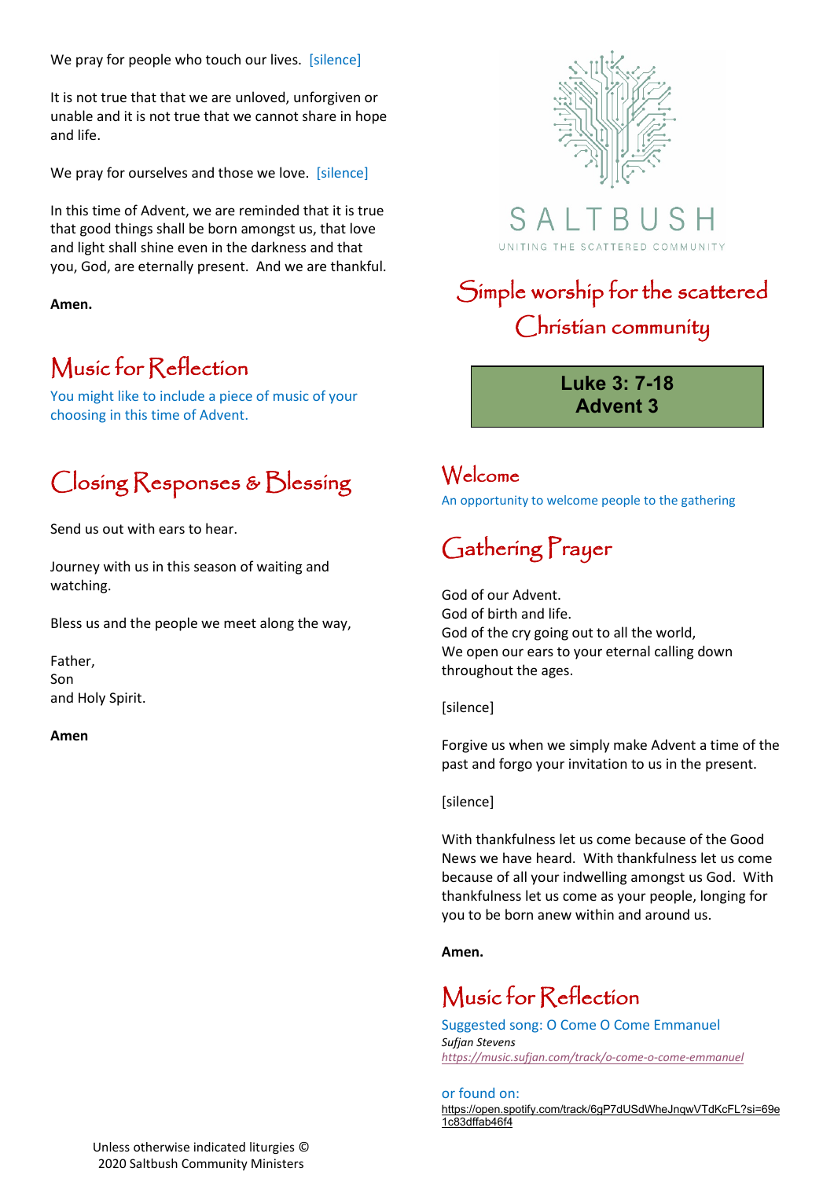We pray for people who touch our lives. [silence]

It is not true that that we are unloved, unforgiven or unable and it is not true that we cannot share in hope and life.

We pray for ourselves and those we love. [silence]

In this time of Advent, we are reminded that it is true that good things shall be born amongst us, that love and light shall shine even in the darkness and that you, God, are eternally present. And we are thankful.

**Amen.**

## Music for Reflection

You might like to include a piece of music of your choosing in this time of Advent.

## Closing Responses & Blessing

Send us out with ears to hear.

Journey with us in this season of waiting and watching.

Bless us and the people we meet along the way,

Father,
Son
and Holy Spirit.

**Amen**

Unless otherwise indicated liturgies © 2020 Saltbush Community Ministers

SALTBUSH

UNITING THE SCATTERED COMMUNITY

# Simple worship for the scattered Christian community

**Luke 3: 7-18**
**Advent 3**

## Welcome

An opportunity to welcome people to the gathering

## Gathering Prayer

God of our Advent.
God of birth and life.
God of the cry going out to all the world,
We open our ears to your eternal calling down throughout the ages.

[silence]

Forgive us when we simply make Advent a time of the past and forgo your invitation to us in the present.

[silence]

With thankfulness let us come because of the Good News we have heard. With thankfulness let us come because of all your indwelling amongst us God. With thankfulness let us come as your people, longing for you to be born anew within and around us.

**Amen.**

## Music for Reflection

Suggested song: O Come O Come Emmanuel
*Sufjan Stevens*
*https://music.sufjan.com/track/o-come-o-come-emmanuel*

or found on:
https://open.spotify.com/track/6gP7dUSdWheJnqwVTdKcFL?si=69e1c83dffab46f4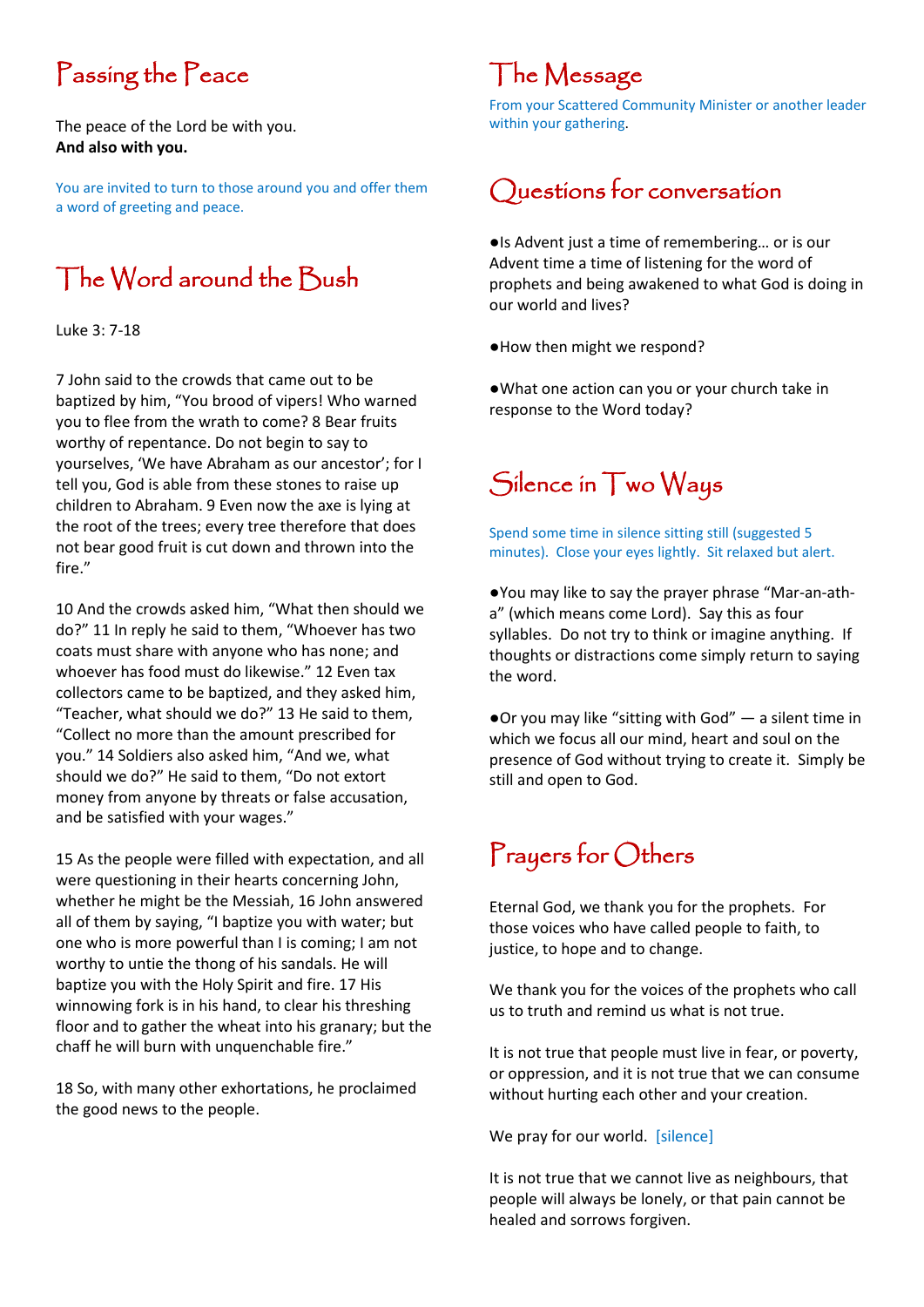## Passing the Peace

The peace of the Lord be with you.
**And also with you.**

You are invited to turn to those around you and offer them a word of greeting and peace.

## The Word around the Bush

Luke 3: 7-18

7 John said to the crowds that came out to be baptized by him, "You brood of vipers! Who warned you to flee from the wrath to come? 8 Bear fruits worthy of repentance. Do not begin to say to yourselves, 'We have Abraham as our ancestor'; for I tell you, God is able from these stones to raise up children to Abraham. 9 Even now the axe is lying at the root of the trees; every tree therefore that does not bear good fruit is cut down and thrown into the fire."

10 And the crowds asked him, "What then should we do?" 11 In reply he said to them, "Whoever has two coats must share with anyone who has none; and whoever has food must do likewise." 12 Even tax collectors came to be baptized, and they asked him, "Teacher, what should we do?" 13 He said to them, "Collect no more than the amount prescribed for you." 14 Soldiers also asked him, "And we, what should we do?" He said to them, "Do not extort money from anyone by threats or false accusation, and be satisfied with your wages."

15 As the people were filled with expectation, and all were questioning in their hearts concerning John, whether he might be the Messiah, 16 John answered all of them by saying, "I baptize you with water; but one who is more powerful than I is coming; I am not worthy to untie the thong of his sandals. He will baptize you with the Holy Spirit and fire. 17 His winnowing fork is in his hand, to clear his threshing floor and to gather the wheat into his granary; but the chaff he will burn with unquenchable fire."

18 So, with many other exhortations, he proclaimed the good news to the people.

## The Message

From your Scattered Community Minister or another leader within your gathering.

## Questions for conversation

- Is Advent just a time of remembering… or is our Advent time a time of listening for the word of prophets and being awakened to what God is doing in our world and lives?

- How then might we respond?

- What one action can you or your church take in response to the Word today?

## Silence in Two Ways

Spend some time in silence sitting still (suggested 5 minutes). Close your eyes lightly. Sit relaxed but alert.

- You may like to say the prayer phrase "Mar-an-ath-a" (which means come Lord). Say this as four syllables. Do not try to think or imagine anything. If thoughts or distractions come simply return to saying the word.

- Or you may like "sitting with God" — a silent time in which we focus all our mind, heart and soul on the presence of God without trying to create it. Simply be still and open to God.

## Prayers for Others

Eternal God, we thank you for the prophets. For those voices who have called people to faith, to justice, to hope and to change.

We thank you for the voices of the prophets who call us to truth and remind us what is not true.

It is not true that people must live in fear, or poverty, or oppression, and it is not true that we can consume without hurting each other and your creation.

We pray for our world. [silence]

It is not true that we cannot live as neighbours, that people will always be lonely, or that pain cannot be healed and sorrows forgiven.